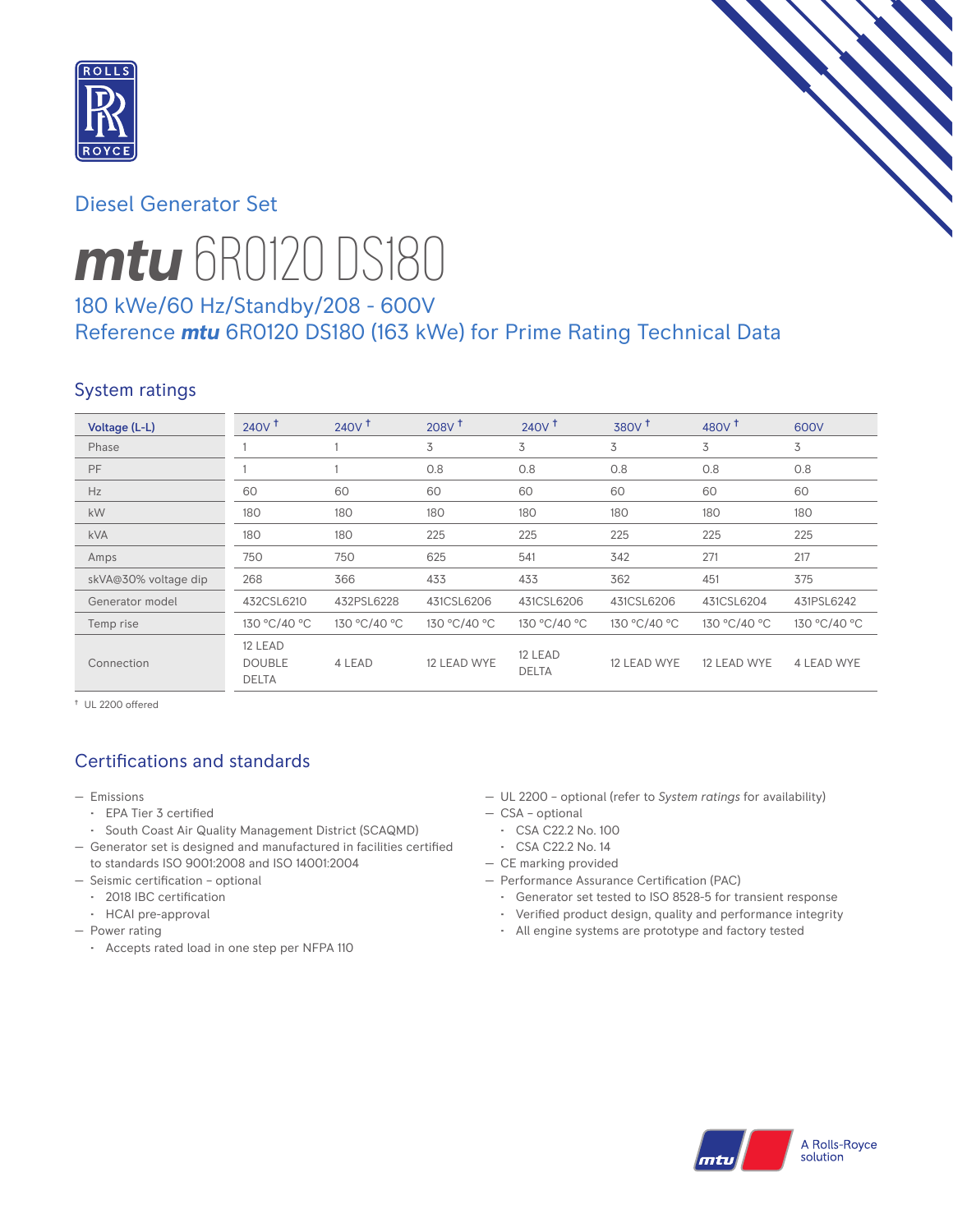Diesel Generator Set

# ***mtu*** 6R0120 DS180

## 180 kWe/60 Hz/Standby/208 - 600V
## Reference ***mtu*** 6R0120 DS180 (163 kWe) for Prime Rating Technical Data

## System ratings

| Voltage (L-L) | 240V † | 240V † | 208V † | 240V † | 380V † | 480V † | 600V |
|---|---|---|---|---|---|---|---|
| Phase | 1 | 1 | 3 | 3 | 3 | 3 | 3 |
| PF | 1 | 1 | 0.8 | 0.8 | 0.8 | 0.8 | 0.8 |
| Hz | 60 | 60 | 60 | 60 | 60 | 60 | 60 |
| kW | 180 | 180 | 180 | 180 | 180 | 180 | 180 |
| kVA | 180 | 180 | 225 | 225 | 225 | 225 | 225 |
| Amps | 750 | 750 | 625 | 541 | 342 | 271 | 217 |
| skVA@30% voltage dip | 268 | 366 | 433 | 433 | 362 | 451 | 375 |
| Generator model | 432CSL6210 | 432PSL6228 | 431CSL6206 | 431CSL6206 | 431CSL6206 | 431CSL6204 | 431PSL6242 |
| Temp rise | 130 °C/40 °C | 130 °C/40 °C | 130 °C/40 °C | 130 °C/40 °C | 130 °C/40 °C | 130 °C/40 °C | 130 °C/40 °C |
| Connection | 12 LEAD DOUBLE DELTA | 4 LEAD | 12 LEAD WYE | 12 LEAD DELTA | 12 LEAD WYE | 12 LEAD WYE | 4 LEAD WYE |

† UL 2200 offered

## Certifications and standards

- Emissions
  - EPA Tier 3 certified
  - South Coast Air Quality Management District (SCAQMD)
- Generator set is designed and manufactured in facilities certified to standards ISO 9001:2008 and ISO 14001:2004
- Seismic certification – optional
  - 2018 IBC certification
  - HCAI pre-approval
- Power rating
  - Accepts rated load in one step per NFPA 110
- UL 2200 – optional (refer to *System ratings* for availability)
- CSA – optional
  - CSA C22.2 No. 100
  - CSA C22.2 No. 14
- CE marking provided
- Performance Assurance Certification (PAC)
  - Generator set tested to ISO 8528-5 for transient response
  - Verified product design, quality and performance integrity
  - All engine systems are prototype and factory tested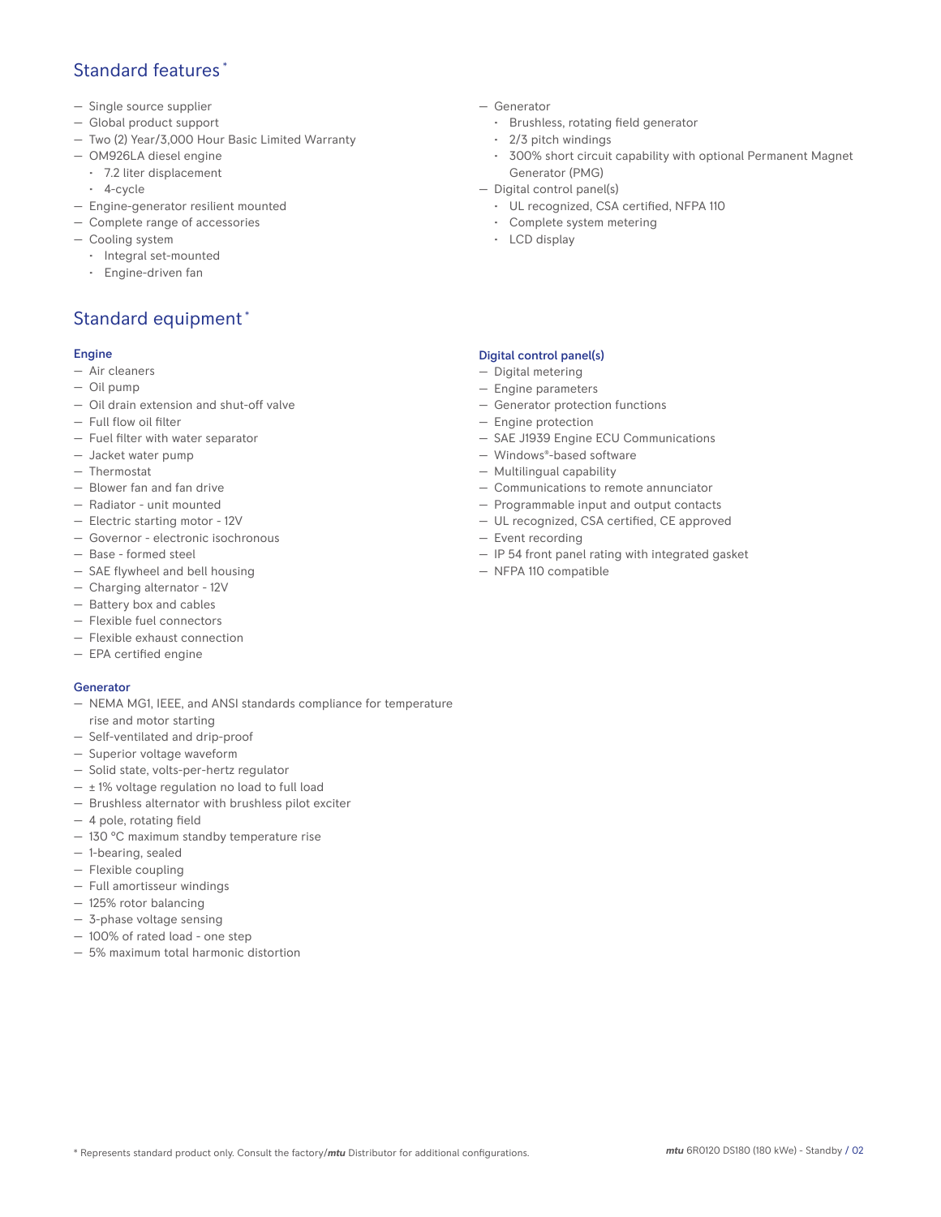## Standard features *

- Single source supplier
- Global product support
- Two (2) Year/3,000 Hour Basic Limited Warranty
- OM926LA diesel engine
  - 7.2 liter displacement
  - 4-cycle
- Engine-generator resilient mounted
- Complete range of accessories
- Cooling system
  - Integral set-mounted
  - Engine-driven fan
- Generator
  - Brushless, rotating field generator
  - 2/3 pitch windings
  - 300% short circuit capability with optional Permanent Magnet Generator (PMG)
- Digital control panel(s)
  - UL recognized, CSA certified, NFPA 110
  - Complete system metering
  - LCD display

## Standard equipment *

### Engine

- Air cleaners
- Oil pump
- Oil drain extension and shut-off valve
- Full flow oil filter
- Fuel filter with water separator
- Jacket water pump
- Thermostat
- Blower fan and fan drive
- Radiator - unit mounted
- Electric starting motor - 12V
- Governor - electronic isochronous
- Base - formed steel
- SAE flywheel and bell housing
- Charging alternator - 12V
- Battery box and cables
- Flexible fuel connectors
- Flexible exhaust connection
- EPA certified engine

### Generator

- NEMA MG1, IEEE, and ANSI standards compliance for temperature rise and motor starting
- Self-ventilated and drip-proof
- Superior voltage waveform
- Solid state, volts-per-hertz regulator
- ± 1% voltage regulation no load to full load
- Brushless alternator with brushless pilot exciter
- 4 pole, rotating field
- 130 °C maximum standby temperature rise
- 1-bearing, sealed
- Flexible coupling
- Full amortisseur windings
- 125% rotor balancing
- 3-phase voltage sensing
- 100% of rated load - one step
- 5% maximum total harmonic distortion

### Digital control panel(s)

- Digital metering
- Engine parameters
- Generator protection functions
- Engine protection
- SAE J1939 Engine ECU Communications
- Windows®-based software
- Multilingual capability
- Communications to remote annunciator
- Programmable input and output contacts
- UL recognized, CSA certified, CE approved
- Event recording
- IP 54 front panel rating with integrated gasket
- NFPA 110 compatible

* Represents standard product only. Consult the factory/*mtu* Distributor for additional configurations.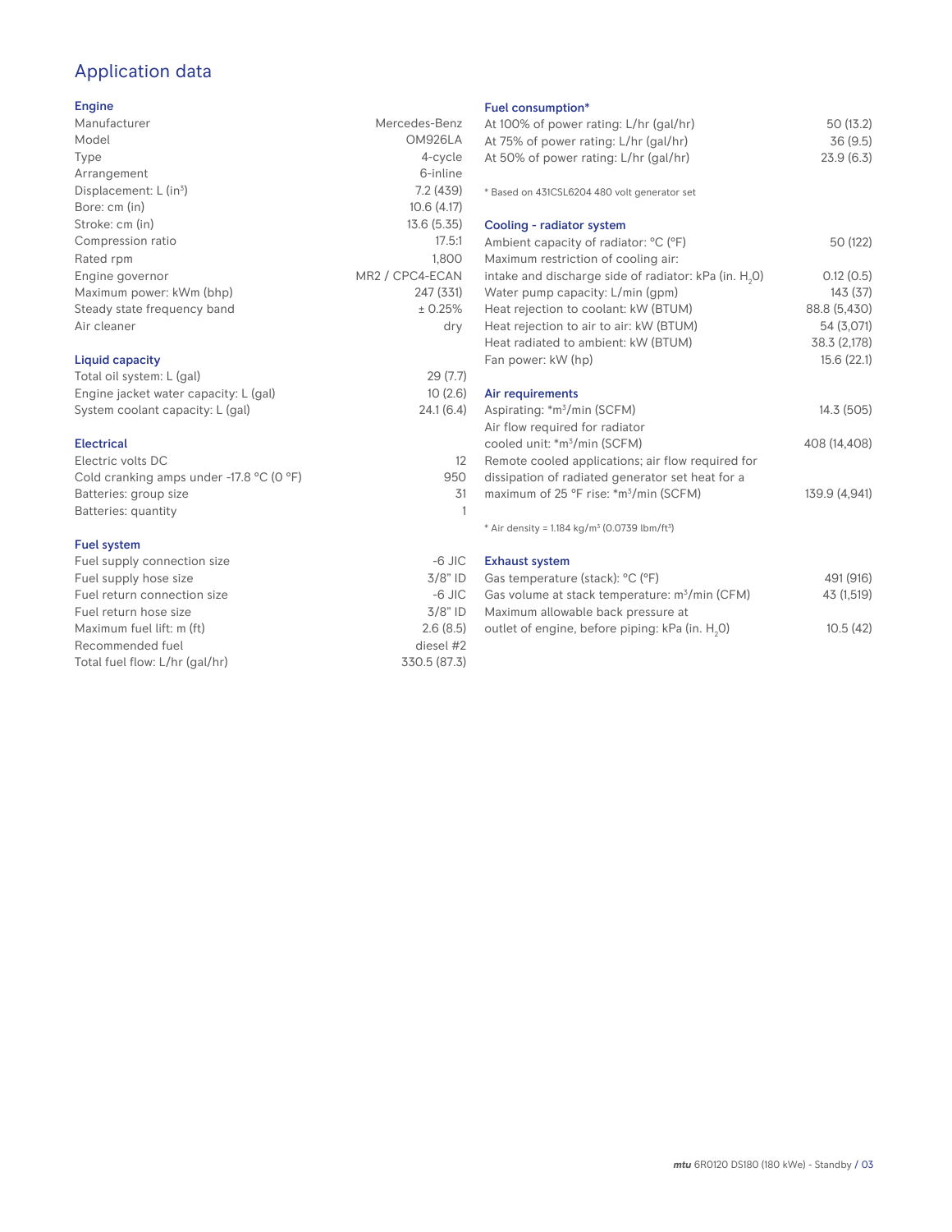# Application data

## Engine

| | |
|---|---|
| Manufacturer | Mercedes-Benz |
| Model | OM926LA |
| Type | 4-cycle |
| Arrangement | 6-inline |
| Displacement: L ($in^3$) | 7.2 (439) |
| Bore: cm (in) | 10.6 (4.17) |
| Stroke: cm (in) | 13.6 (5.35) |
| Compression ratio | 17.5:1 |
| Rated rpm | 1,800 |
| Engine governor | MR2 / CPC4-ECAN |
| Maximum power: kWm (bhp) | 247 (331) |
| Steady state frequency band | ± 0.25% |
| Air cleaner | dry |

## Liquid capacity

| | |
|---|---|
| Total oil system: L (gal) | 29 (7.7) |
| Engine jacket water capacity: L (gal) | 10 (2.6) |
| System coolant capacity: L (gal) | 24.1 (6.4) |

## Electrical

| | |
|---|---|
| Electric volts DC | 12 |
| Cold cranking amps under -17.8 °C (0 °F) | 950 |
| Batteries: group size | 31 |
| Batteries: quantity | 1 |

## Fuel system

| | |
|---|---|
| Fuel supply connection size | -6 JIC |
| Fuel supply hose size | 3/8" ID |
| Fuel return connection size | -6 JIC |
| Fuel return hose size | 3/8" ID |
| Maximum fuel lift: m (ft) | 2.6 (8.5) |
| Recommended fuel | diesel #2 |
| Total fuel flow: L/hr (gal/hr) | 330.5 (87.3) |

## Fuel consumption*

| | |
|---|---|
| At 100% of power rating: L/hr (gal/hr) | 50 (13.2) |
| At 75% of power rating: L/hr (gal/hr) | 36 (9.5) |
| At 50% of power rating: L/hr (gal/hr) | 23.9 (6.3) |

\* Based on 431CSL6204 480 volt generator set

## Cooling - radiator system

| | |
|---|---|
| Ambient capacity of radiator: °C (°F) | 50 (122) |
| Maximum restriction of cooling air: intake and discharge side of radiator: kPa (in. $H_2O$) | 0.12 (0.5) |
| Water pump capacity: L/min (gpm) | 143 (37) |
| Heat rejection to coolant: kW (BTUM) | 88.8 (5,430) |
| Heat rejection to air to air: kW (BTUM) | 54 (3,071) |
| Heat radiated to ambient: kW (BTUM) | 38.3 (2,178) |
| Fan power: kW (hp) | 15.6 (22.1) |

## Air requirements

| | |
|---|---|
| Aspirating: *$m^3$/min (SCFM) | 14.3 (505) |
| Air flow required for radiator cooled unit: *$m^3$/min (SCFM) | 408 (14,408) |
| Remote cooled applications; air flow required for dissipation of radiated generator set heat for a maximum of 25 °F rise: *$m^3$/min (SCFM) | 139.9 (4,941) |

\* Air density = 1.184 kg/$m^3$ (0.0739 lbm/$ft^3$)

## Exhaust system

| | |
|---|---|
| Gas temperature (stack): °C (°F) | 491 (916) |
| Gas volume at stack temperature: $m^3$/min (CFM) | 43 (1,519) |
| Maximum allowable back pressure at outlet of engine, before piping: kPa (in. $H_2O$) | 10.5 (42) |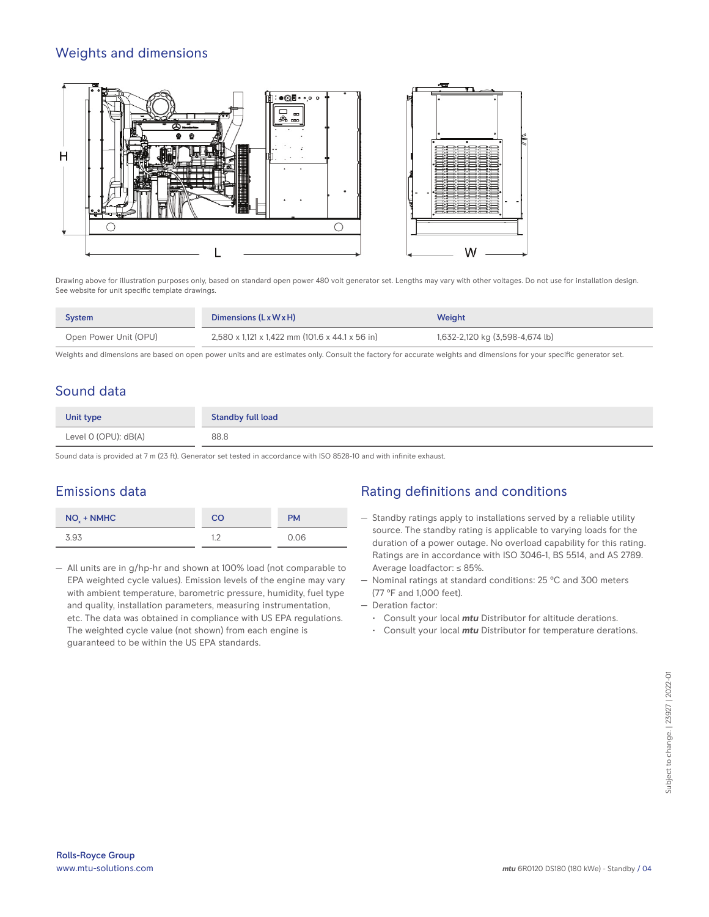## Weights and dimensions

H

L

W

Drawing above for illustration purposes only, based on standard open power 480 volt generator set. Lengths may vary with other voltages. Do not use for installation design. See website for unit specific template drawings.

| System | Dimensions (L x W x H) | Weight |
|---|---|---|
| Open Power Unit (OPU) | 2,580 x 1,121 x 1,422 mm (101.6 x 44.1 x 56 in) | 1,632-2,120 kg (3,598-4,674 lb) |

Weights and dimensions are based on open power units and are estimates only. Consult the factory for accurate weights and dimensions for your specific generator set.

## Sound data

| Unit type | Standby full load |
|---|---|
| Level 0 (OPU): dB(A) | 88.8 |

Sound data is provided at 7 m (23 ft). Generator set tested in accordance with ISO 8528-10 and with infinite exhaust.

## Emissions data

| $NO_x$ + NMHC | CO | PM |
|---|---|---|
| 3.93 | 1.2 | 0.06 |

— All units are in g/hp-hr and shown at 100% load (not comparable to EPA weighted cycle values). Emission levels of the engine may vary with ambient temperature, barometric pressure, humidity, fuel type and quality, installation parameters, measuring instrumentation, etc. The data was obtained in compliance with US EPA regulations. The weighted cycle value (not shown) from each engine is guaranteed to be within the US EPA standards.

## Rating definitions and conditions

— Standby ratings apply to installations served by a reliable utility source. The standby rating is applicable to varying loads for the duration of a power outage. No overload capability for this rating. Ratings are in accordance with ISO 3046-1, BS 5514, and AS 2789. Average loadfactor: ≤ 85%.

— Nominal ratings at standard conditions: 25 °C and 300 meters (77 °F and 1,000 feet).

— Deration factor:
- Consult your local ***mtu*** Distributor for altitude derations.
- Consult your local ***mtu*** Distributor for temperature derations.

Subject to change. | 23927 | 2022-01

Rolls-Royce Group
www.mtu-solutions.com

***mtu*** 6R0120 DS180 (180 kWe) - Standby